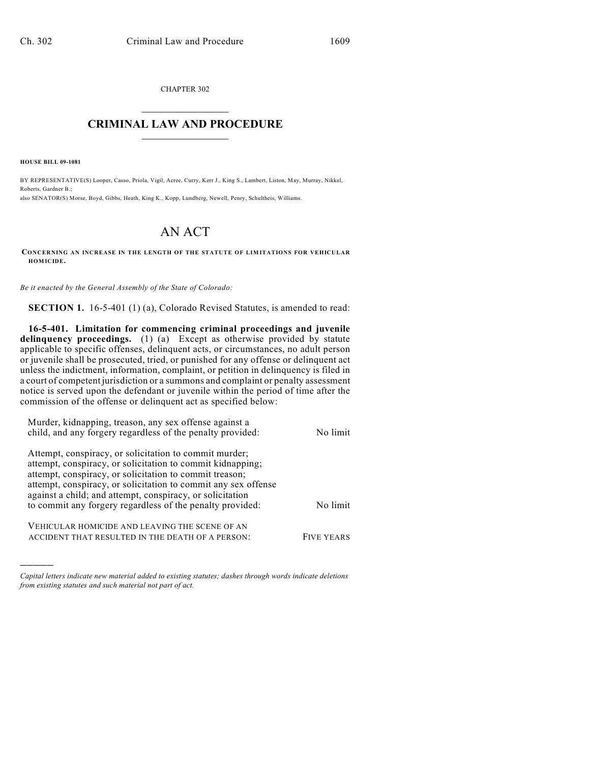CHAPTER 302

# CRIMINAL LAW AND PROCEDURE

**HOUSE BILL 09-1081**

BY REPRESENTATIVE(S) Looper, Casso, Priola, Vigil, Acree, Curry, Kerr J., King S., Lambert, Liston, May, Murray, Nikkel, Roberts, Gardner B.;
also SENATOR(S) Morse, Boyd, Gibbs, Heath, King K., Kopp, Lundberg, Newell, Penry, Schultheis, Williams.

# AN ACT

**CONCERNING AN INCREASE IN THE LENGTH OF THE STATUTE OF LIMITATIONS FOR VEHICULAR HOMICIDE.**

*Be it enacted by the General Assembly of the State of Colorado:*

**SECTION 1.** 16-5-401 (1) (a), Colorado Revised Statutes, is amended to read:

**16-5-401. Limitation for commencing criminal proceedings and juvenile delinquency proceedings.** (1) (a) Except as otherwise provided by statute applicable to specific offenses, delinquent acts, or circumstances, no adult person or juvenile shall be prosecuted, tried, or punished for any offense or delinquent act unless the indictment, information, complaint, or petition in delinquency is filed in a court of competent jurisdiction or a summons and complaint or penalty assessment notice is served upon the defendant or juvenile within the period of time after the commission of the offense or delinquent act as specified below:

| | |
|---|---|
| Murder, kidnapping, treason, any sex offense against a child, and any forgery regardless of the penalty provided: | No limit |
| Attempt, conspiracy, or solicitation to commit murder; attempt, conspiracy, or solicitation to commit kidnapping; attempt, conspiracy, or solicitation to commit treason; attempt, conspiracy, or solicitation to commit any sex offense against a child; and attempt, conspiracy, or solicitation to commit any forgery regardless of the penalty provided: | No limit |
| VEHICULAR HOMICIDE AND LEAVING THE SCENE OF AN ACCIDENT THAT RESULTED IN THE DEATH OF A PERSON: | FIVE YEARS |

---

*Capital letters indicate new material added to existing statutes; dashes through words indicate deletions from existing statutes and such material not part of act.*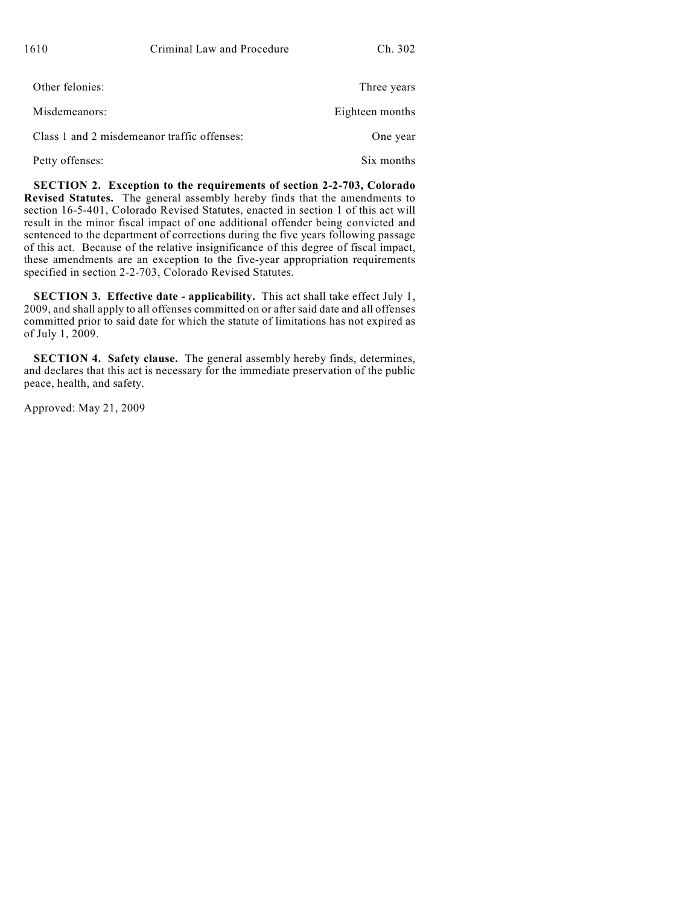| | |
|---|---|
| Other felonies: | Three years |
| Misdemeanors: | Eighteen months |
| Class 1 and 2 misdemeanor traffic offenses: | One year |
| Petty offenses: | Six months |

**SECTION 2. Exception to the requirements of section 2-2-703, Colorado Revised Statutes.** The general assembly hereby finds that the amendments to section 16-5-401, Colorado Revised Statutes, enacted in section 1 of this act will result in the minor fiscal impact of one additional offender being convicted and sentenced to the department of corrections during the five years following passage of this act. Because of the relative insignificance of this degree of fiscal impact, these amendments are an exception to the five-year appropriation requirements specified in section 2-2-703, Colorado Revised Statutes.

**SECTION 3. Effective date - applicability.** This act shall take effect July 1, 2009, and shall apply to all offenses committed on or after said date and all offenses committed prior to said date for which the statute of limitations has not expired as of July 1, 2009.

**SECTION 4. Safety clause.** The general assembly hereby finds, determines, and declares that this act is necessary for the immediate preservation of the public peace, health, and safety.

Approved: May 21, 2009